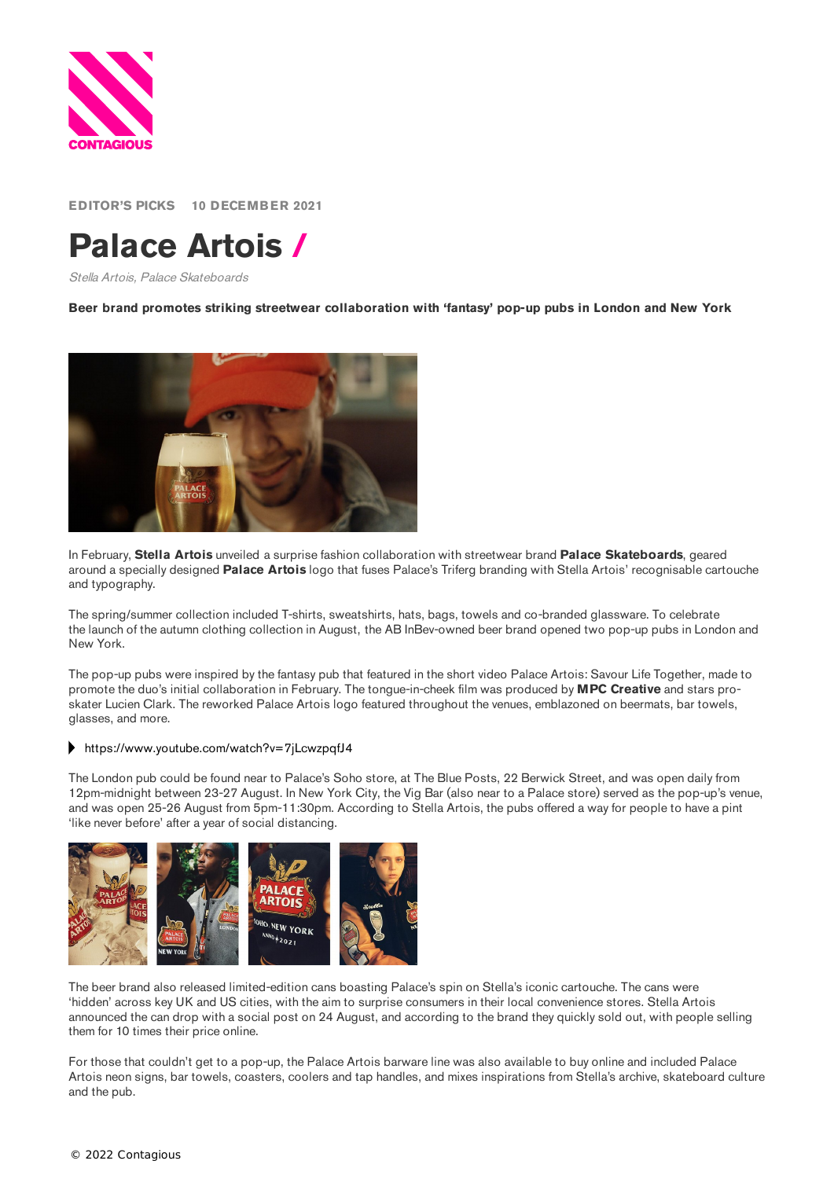EDITOR'S PICKS 10 DECEMBER 2021

# Palace Artois /

*Stella Artois, Palace Skateboards*

**Beer brand promotes striking streetwear collaboration with 'fantasy' pop-up pubs in London and New York**

In February, **Stella Artois** unveiled a surprise fashion collaboration with streetwear brand **Palace Skateboards**, geared around a specially designed **Palace Artois** logo that fuses Palace's Triferg branding with Stella Artois' recognisable cartouche and typography.

The spring/summer collection included T-shirts, sweatshirts, hats, bags, towels and co-branded glassware. To celebrate the launch of the autumn clothing collection in August, the AB InBev-owned beer brand opened two pop-up pubs in London and New York.

The pop-up pubs were inspired by the fantasy pub that featured in the short video Palace Artois: Savour Life Together, made to promote the duo's initial collaboration in February. The tongue-in-cheek film was produced by **MPC Creative** and stars pro-skater Lucien Clark. The reworked Palace Artois logo featured throughout the venues, emblazoned on beermats, bar towels, glasses, and more.

https://www.youtube.com/watch?v=7jLcwzpqfJ4

The London pub could be found near to Palace's Soho store, at The Blue Posts, 22 Berwick Street, and was open daily from 12pm-midnight between 23-27 August. In New York City, the Vig Bar (also near to a Palace store) served as the pop-up's venue, and was open 25-26 August from 5pm-11:30pm. According to Stella Artois, the pubs offered a way for people to have a pint 'like never before' after a year of social distancing.

The beer brand also released limited-edition cans boasting Palace's spin on Stella's iconic cartouche. The cans were 'hidden' across key UK and US cities, with the aim to surprise consumers in their local convenience stores. Stella Artois announced the can drop with a social post on 24 August, and according to the brand they quickly sold out, with people selling them for 10 times their price online.

For those that couldn't get to a pop-up, the Palace Artois barware line was also available to buy online and included Palace Artois neon signs, bar towels, coasters, coolers and tap handles, and mixes inspirations from Stella's archive, skateboard culture and the pub.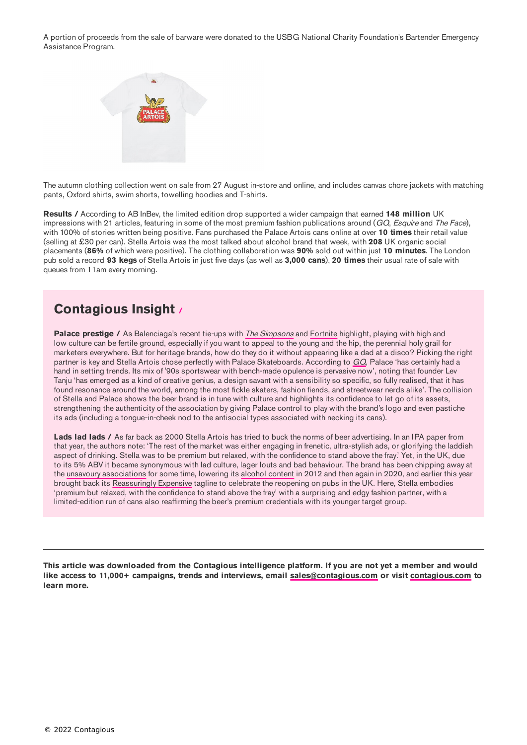A portion of proceeds from the sale of barware were donated to the USBG National Charity Foundation's Bartender Emergency Assistance Program.

The autumn clothing collection went on sale from 27 August in-store and online, and includes canvas chore jackets with matching pants, Oxford shirts, swim shorts, towelling hoodies and T-shirts.

**Results /** According to AB InBev, the limited edition drop supported a wider campaign that earned **148 million** UK impressions with 21 articles, featuring in some of the most premium fashion publications around (*GQ*, *Esquire* and *The Face*), with 100% of stories written being positive. Fans purchased the Palace Artois cans online at over **10 times** their retail value (selling at £30 per can). Stella Artois was the most talked about alcohol brand that week, with **208** UK organic social placements (**86%** of which were positive). The clothing collaboration was **90%** sold out within just **10 minutes**. The London pub sold a record **93 kegs** of Stella Artois in just five days (as well as **3,000 cans**), **20 times** their usual rate of sale with queues from 11am every morning.

## Contagious Insight /

**Palace prestige /** As Balenciaga's recent tie-ups with *The Simpsons* and Fortnite highlight, playing with high and low culture can be fertile ground, especially if you want to appeal to the young and the hip, the perennial holy grail for marketers everywhere. But for heritage brands, how do they do it without appearing like a dad at a disco? Picking the right partner is key and Stella Artois chose perfectly with Palace Skateboards. According to *GQ*, Palace 'has certainly had a hand in setting trends. Its mix of '90s sportswear with bench-made opulence is pervasive now', noting that founder Lev Tanju 'has emerged as a kind of creative genius, a design savant with a sensibility so specific, so fully realised, that it has found resonance around the world, among the most fickle skaters, fashion fiends, and streetwear nerds alike'. The collision of Stella and Palace shows the beer brand is in tune with culture and highlights its confidence to let go of its assets, strengthening the authenticity of the association by giving Palace control to play with the brand's logo and even pastiche its ads (including a tongue-in-cheek nod to the antisocial types associated with necking its cans).

**Lads lad lads /** As far back as 2000 Stella Artois has tried to buck the norms of beer advertising. In an IPA paper from that year, the authors note: 'The rest of the market was either engaging in frenetic, ultra-stylish ads, or glorifying the laddish aspect of drinking. Stella was to be premium but relaxed, with the confidence to stand above the fray.' Yet, in the UK, due to its 5% ABV it became synonymous with lad culture, lager louts and bad behaviour. The brand has been chipping away at the unsavoury associations for some time, lowering its alcohol content in 2012 and then again in 2020, and earlier this year brought back its Reassuringly Expensive tagline to celebrate the reopening on pubs in the UK. Here, Stella embodies 'premium but relaxed, with the confidence to stand above the fray' with a surprising and edgy fashion partner, with a limited-edition run of cans also reaffirming the beer's premium credentials with its younger target group.

---

**This article was downloaded from the Contagious intelligence platform. If you are not yet a member and would like access to 11,000+ campaigns, trends and interviews, email sales@contagious.com or visit contagious.com to learn more.**

© 2022 Contagious